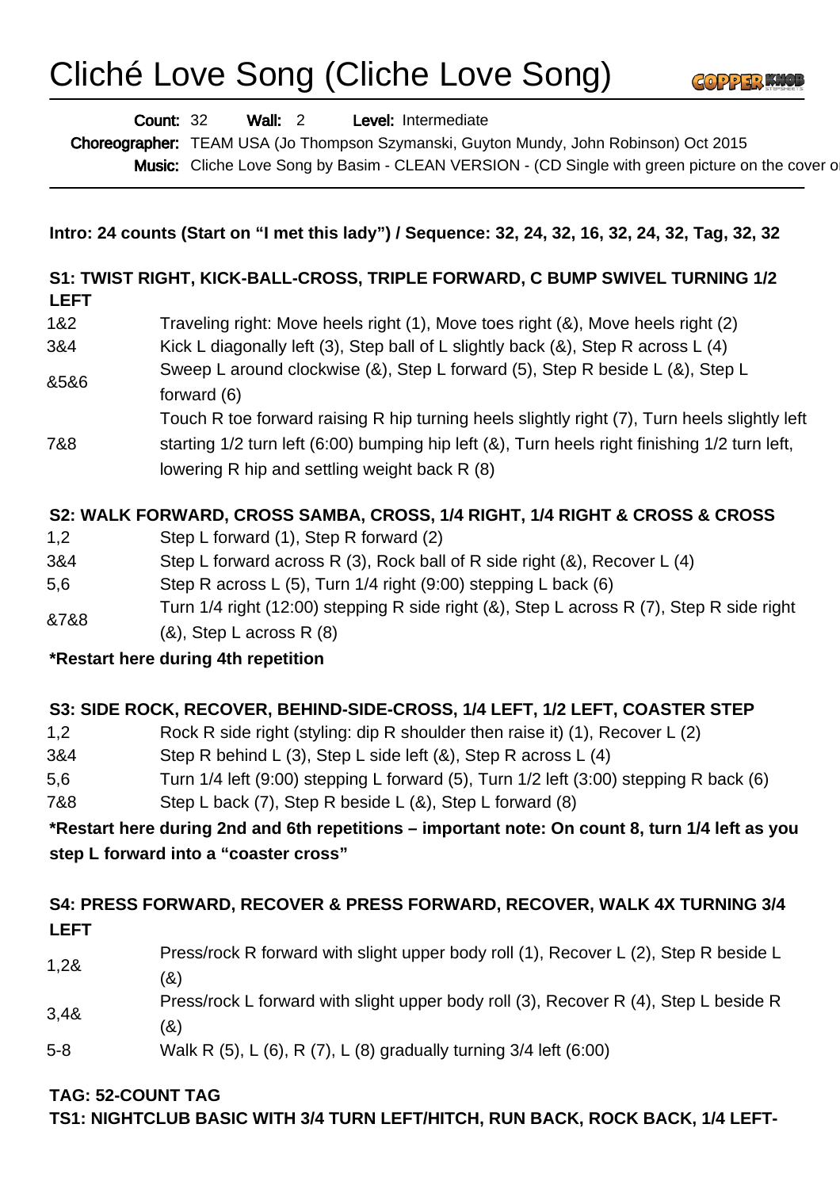# Cliché Love Song (Cliche Love Song)

**Count:** 32 **Wall:** 2 **Level:** Intermediate

**Choreographer:** TEAM USA (Jo Thompson Szymanski, Guyton Mundy, John Robinson) Oct 2015

**Music:** Cliche Love Song by Basim - CLEAN VERSION - (CD Single with green picture on the cover o

---

**Intro: 24 counts (Start on "I met this lady") / Sequence: 32, 24, 32, 16, 32, 24, 32, Tag, 32, 32**

### S1: TWIST RIGHT, KICK-BALL-CROSS, TRIPLE FORWARD, C BUMP SWIVEL TURNING 1/2 LEFT

| | |
|---|---|
| 1&2 | Traveling right: Move heels right (1), Move toes right (&), Move heels right (2) |
| 3&4 | Kick L diagonally left (3), Step ball of L slightly back (&), Step R across L (4) |
| &5&6 | Sweep L around clockwise (&), Step L forward (5), Step R beside L (&), Step L forward (6) |
| 7&8 | Touch R toe forward raising R hip turning heels slightly right (7), Turn heels slightly left starting 1/2 turn left (6:00) bumping hip left (&), Turn heels right finishing 1/2 turn left, lowering R hip and settling weight back R (8) |

### S2: WALK FORWARD, CROSS SAMBA, CROSS, 1/4 RIGHT, 1/4 RIGHT & CROSS & CROSS

| | |
|---|---|
| 1,2 | Step L forward (1), Step R forward (2) |
| 3&4 | Step L forward across R (3), Rock ball of R side right (&), Recover L (4) |
| 5,6 | Step R across L (5), Turn 1/4 right (9:00) stepping L back (6) |
| &7&8 | Turn 1/4 right (12:00) stepping R side right (&), Step L across R (7), Step R side right (&), Step L across R (8) |

**\*Restart here during 4th repetition**

### S3: SIDE ROCK, RECOVER, BEHIND-SIDE-CROSS, 1/4 LEFT, 1/2 LEFT, COASTER STEP

| | |
|---|---|
| 1,2 | Rock R side right (styling: dip R shoulder then raise it) (1), Recover L (2) |
| 3&4 | Step R behind L (3), Step L side left (&), Step R across L (4) |
| 5,6 | Turn 1/4 left (9:00) stepping L forward (5), Turn 1/2 left (3:00) stepping R back (6) |
| 7&8 | Step L back (7), Step R beside L (&), Step L forward (8) |

**\*Restart here during 2nd and 6th repetitions – important note: On count 8, turn 1/4 left as you step L forward into a "coaster cross"**

### S4: PRESS FORWARD, RECOVER & PRESS FORWARD, RECOVER, WALK 4X TURNING 3/4 LEFT

| | |
|---|---|
| 1,2& | Press/rock R forward with slight upper body roll (1), Recover L (2), Step R beside L (&) |
| 3,4& | Press/rock L forward with slight upper body roll (3), Recover R (4), Step L beside R (&) |
| 5-8 | Walk R (5), L (6), R (7), L (8) gradually turning 3/4 left (6:00) |

### TAG: 52-COUNT TAG

### TS1: NIGHTCLUB BASIC WITH 3/4 TURN LEFT/HITCH, RUN BACK, ROCK BACK, 1/4 LEFT-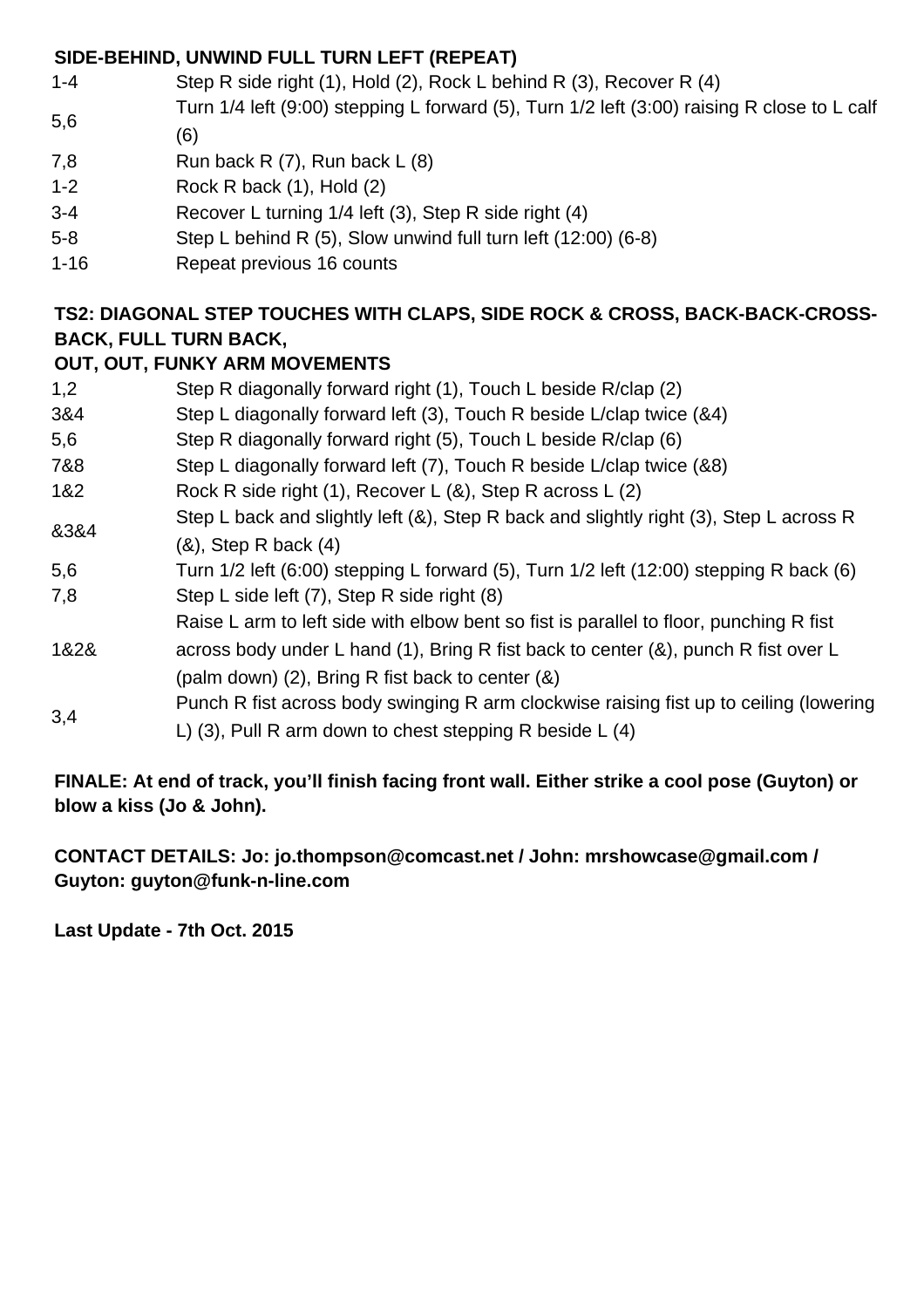**SIDE-BEHIND, UNWIND FULL TURN LEFT (REPEAT)**

| | |
|---|---|
| 1-4 | Step R side right (1), Hold (2), Rock L behind R (3), Recover R (4) |
| 5,6 | Turn 1/4 left (9:00) stepping L forward (5), Turn 1/2 left (3:00) raising R close to L calf (6) |
| 7,8 | Run back R (7), Run back L (8) |
| 1-2 | Rock R back (1), Hold (2) |
| 3-4 | Recover L turning 1/4 left (3), Step R side right (4) |
| 5-8 | Step L behind R (5), Slow unwind full turn left (12:00) (6-8) |
| 1-16 | Repeat previous 16 counts |

**TS2: DIAGONAL STEP TOUCHES WITH CLAPS, SIDE ROCK & CROSS, BACK-BACK-CROSS-BACK, FULL TURN BACK,**
**OUT, OUT, FUNKY ARM MOVEMENTS**

| | |
|---|---|
| 1,2 | Step R diagonally forward right (1), Touch L beside R/clap (2) |
| 3&4 | Step L diagonally forward left (3), Touch R beside L/clap twice (&4) |
| 5,6 | Step R diagonally forward right (5), Touch L beside R/clap (6) |
| 7&8 | Step L diagonally forward left (7), Touch R beside L/clap twice (&8) |
| 1&2 | Rock R side right (1), Recover L (&), Step R across L (2) |
| &3&4 | Step L back and slightly left (&), Step R back and slightly right (3), Step L across R (&), Step R back (4) |
| 5,6 | Turn 1/2 left (6:00) stepping L forward (5), Turn 1/2 left (12:00) stepping R back (6) |
| 7,8 | Step L side left (7), Step R side right (8) |
| 1&2& | Raise L arm to left side with elbow bent so fist is parallel to floor, punching R fist across body under L hand (1), Bring R fist back to center (&), punch R fist over L (palm down) (2), Bring R fist back to center (&) |
| 3,4 | Punch R fist across body swinging R arm clockwise raising fist up to ceiling (lowering L) (3), Pull R arm down to chest stepping R beside L (4) |

**FINALE: At end of track, you'll finish facing front wall. Either strike a cool pose (Guyton) or blow a kiss (Jo & John).**

**CONTACT DETAILS: Jo: jo.thompson@comcast.net / John: mrshowcase@gmail.com / Guyton: guyton@funk-n-line.com**

**Last Update - 7th Oct. 2015**